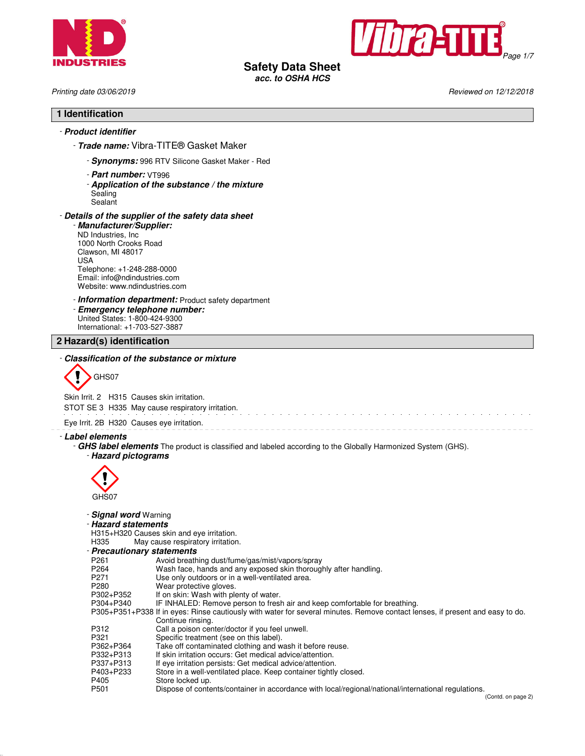# Safety Data Sheet
*acc. to OSHA HCS*

*Printing date 03/06/2019* *Reviewed on 12/12/2018*

## 1 Identification

- ***Product identifier***
  - ***Trade name:*** Vibra-TITE® Gasket Maker
    - ***Synonyms:*** 996 RTV Silicone Gasket Maker - Red
    - ***Part number:*** VT996
    - ***Application of the substance / the mixture***
      Sealing
      Sealant
- ***Details of the supplier of the safety data sheet***
  - ***Manufacturer/Supplier:***
    ND Industries, Inc
    1000 North Crooks Road
    Clawson, MI 48017
    USA
    Telephone: +1-248-288-0000
    Email: info@ndindustries.com
    Website: www.ndindustries.com
  - ***Information department:*** Product safety department
  - ***Emergency telephone number:***
    United States: 1-800-424-9300
    International: +1-703-527-3887

## 2 Hazard(s) identification

- ***Classification of the substance or mixture***

GHS07

Skin Irrit. 2 H315 Causes skin irritation.
STOT SE 3 H335 May cause respiratory irritation.

Eye Irrit. 2B H320 Causes eye irritation.

- ***Label elements***
  - ***GHS label elements*** The product is classified and labeled according to the Globally Harmonized System (GHS).
    - ***Hazard pictograms***

GHS07

- ***Signal word*** Warning
- ***Hazard statements***

H315+H320 Causes skin and eye irritation.
H335 May cause respiratory irritation.

- ***Precautionary statements***

| | |
|---|---|
| P261 | Avoid breathing dust/fume/gas/mist/vapors/spray |
| P264 | Wash face, hands and any exposed skin thoroughly after handling. |
| P271 | Use only outdoors or in a well-ventilated area. |
| P280 | Wear protective gloves. |
| P302+P352 | If on skin: Wash with plenty of water. |
| P304+P340 | IF INHALED: Remove person to fresh air and keep comfortable for breathing. |
| P305+P351+P338 | If in eyes: Rinse cautiously with water for several minutes. Remove contact lenses, if present and easy to do. Continue rinsing. |
| P312 | Call a poison center/doctor if you feel unwell. |
| P321 | Specific treatment (see on this label). |
| P362+P364 | Take off contaminated clothing and wash it before reuse. |
| P332+P313 | If skin irritation occurs: Get medical advice/attention. |
| P337+P313 | If eye irritation persists: Get medical advice/attention. |
| P403+P233 | Store in a well-ventilated place. Keep container tightly closed. |
| P405 | Store locked up. |
| P501 | Dispose of contents/container in accordance with local/regional/national/international regulations. |

(Contd. on page 2)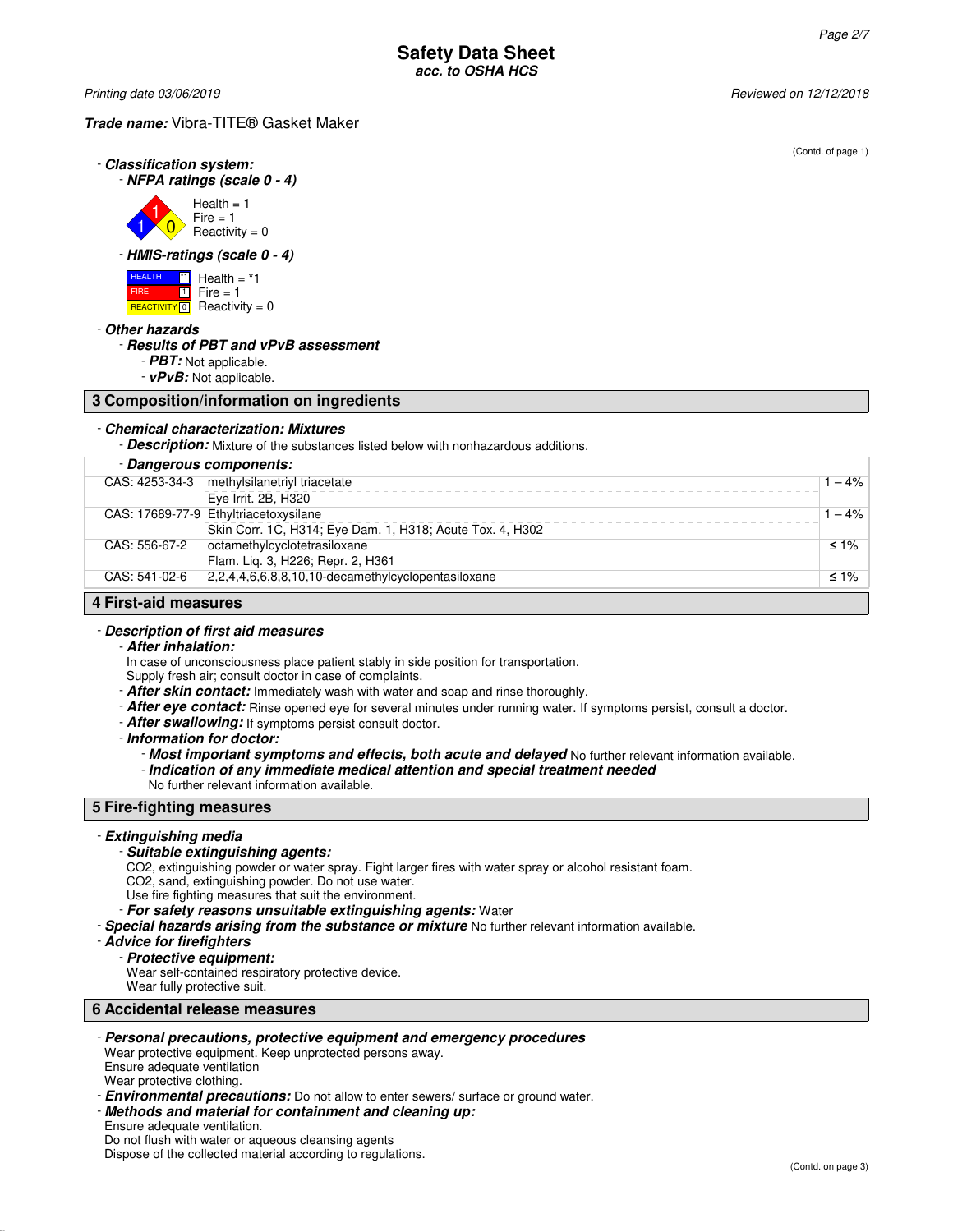**Trade name:** Vibra-TITE® Gasket Maker

(Contd. of page 1)

- ***Classification system:***
  - ***NFPA ratings (scale 0 - 4)***

    Health = 1
    Fire = 1
    Reactivity = 0

  - ***HMIS-ratings (scale 0 - 4)***

    HEALTH *1 Health = *1
    FIRE 1 Fire = 1
    REACTIVITY 0 Reactivity = 0

- ***Other hazards***
  - ***Results of PBT and vPvB assessment***
    - ***PBT:*** Not applicable.
    - ***vPvB:*** Not applicable.

## 3 Composition/information on ingredients

- ***Chemical characterization: Mixtures***
  - ***Description:*** Mixture of the substances listed below with nonhazardous additions.

| - Dangerous components: | | |
|---|---|---|
| CAS: 4253-34-3 | methylsilanetriyl triacetate<br>Eye Irrit. 2B, H320 | 1 – 4% |
| CAS: 17689-77-9 | Ethyltriacetoxysilane<br>Skin Corr. 1C, H314; Eye Dam. 1, H318; Acute Tox. 4, H302 | 1 – 4% |
| CAS: 556-67-2 | octamethylcyclotetrasiloxane<br>Flam. Liq. 3, H226; Repr. 2, H361 | ≤ 1% |
| CAS: 541-02-6 | 2,2,4,4,6,6,8,8,10,10-decamethylcyclopentasiloxane | ≤ 1% |

## 4 First-aid measures

- ***Description of first aid measures***
  - ***After inhalation:***
    In case of unconsciousness place patient stably in side position for transportation.
    Supply fresh air; consult doctor in case of complaints.
  - ***After skin contact:*** Immediately wash with water and soap and rinse thoroughly.
  - ***After eye contact:*** Rinse opened eye for several minutes under running water. If symptoms persist, consult a doctor.
  - ***After swallowing:*** If symptoms persist consult doctor.
  - ***Information for doctor:***
    - ***Most important symptoms and effects, both acute and delayed*** No further relevant information available.
    - ***Indication of any immediate medical attention and special treatment needed***
      No further relevant information available.

## 5 Fire-fighting measures

- ***Extinguishing media***
  - ***Suitable extinguishing agents:***
    $CO_2$, extinguishing powder or water spray. Fight larger fires with water spray or alcohol resistant foam.
    $CO_2$, sand, extinguishing powder. Do not use water.
    Use fire fighting measures that suit the environment.
  - ***For safety reasons unsuitable extinguishing agents:*** Water
- ***Special hazards arising from the substance or mixture*** No further relevant information available.
- ***Advice for firefighters***
  - ***Protective equipment:***
    Wear self-contained respiratory protective device.
    Wear fully protective suit.

## 6 Accidental release measures

- ***Personal precautions, protective equipment and emergency procedures***
  Wear protective equipment. Keep unprotected persons away.
  Ensure adequate ventilation
  Wear protective clothing.
- ***Environmental precautions:*** Do not allow to enter sewers/ surface or ground water.
- ***Methods and material for containment and cleaning up:***
  Ensure adequate ventilation.
  Do not flush with water or aqueous cleansing agents
  Dispose of the collected material according to regulations.

(Contd. on page 3)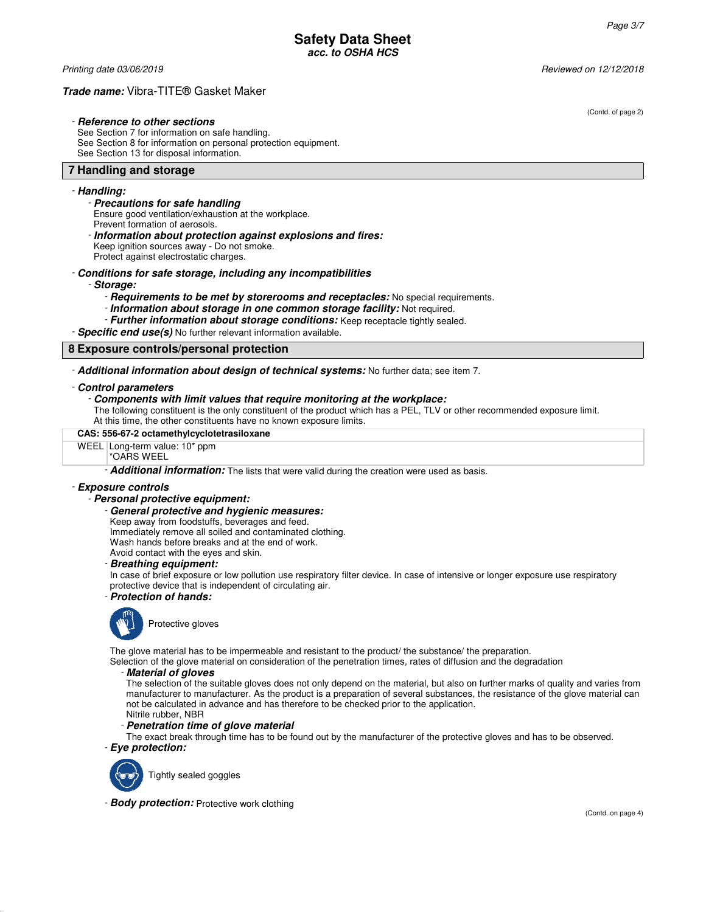Trade name: Vibra-TITE® Gasket Maker

(Contd. of page 2)

- **Reference to other sections**
  See Section 7 for information on safe handling.
  See Section 8 for information on personal protection equipment.
  See Section 13 for disposal information.

## 7 Handling and storage

- ***Handling:***
  - ***Precautions for safe handling***
    Ensure good ventilation/exhaustion at the workplace.
    Prevent formation of aerosols.
  - ***Information about protection against explosions and fires:***
    Keep ignition sources away - Do not smoke.
    Protect against electrostatic charges.
- ***Conditions for safe storage, including any incompatibilities***
  - ***Storage:***
    - ***Requirements to be met by storerooms and receptacles:*** No special requirements.
    - ***Information about storage in one common storage facility:*** Not required.
    - ***Further information about storage conditions:*** Keep receptacle tightly sealed.
- ***Specific end use(s)*** No further relevant information available.

## 8 Exposure controls/personal protection

- ***Additional information about design of technical systems:*** No further data; see item 7.
- ***Control parameters***
  - ***Components with limit values that require monitoring at the workplace:***
    The following constituent is the only constituent of the product which has a PEL, TLV or other recommended exposure limit.
    At this time, the other constituents have no known exposure limits.

| CAS: 556-67-2 octamethylcyclotetrasiloxane | |
|---|---|
| WEEL | Long-term value: 10* ppm<br>*OARS WEEL |

- ***Additional information:*** The lists that were valid during the creation were used as basis.

- ***Exposure controls***
  - ***Personal protective equipment:***
    - ***General protective and hygienic measures:***
      Keep away from foodstuffs, beverages and feed.
      Immediately remove all soiled and contaminated clothing.
      Wash hands before breaks and at the end of work.
      Avoid contact with the eyes and skin.
    - ***Breathing equipment:***
      In case of brief exposure or low pollution use respiratory filter device. In case of intensive or longer exposure use respiratory protective device that is independent of circulating air.
    - ***Protection of hands:***

      Protective gloves

      The glove material has to be impermeable and resistant to the product/ the substance/ the preparation.
      Selection of the glove material on consideration of the penetration times, rates of diffusion and the degradation
      - ***Material of gloves***
        The selection of the suitable gloves does not only depend on the material, but also on further marks of quality and varies from manufacturer to manufacturer. As the product is a preparation of several substances, the resistance of the glove material can not be calculated in advance and has therefore to be checked prior to the application.
        Nitrile rubber, NBR
      - ***Penetration time of glove material***
        The exact break through time has to be found out by the manufacturer of the protective gloves and has to be observed.
    - ***Eye protection:***

      Tightly sealed goggles

    - ***Body protection:*** Protective work clothing

(Contd. on page 4)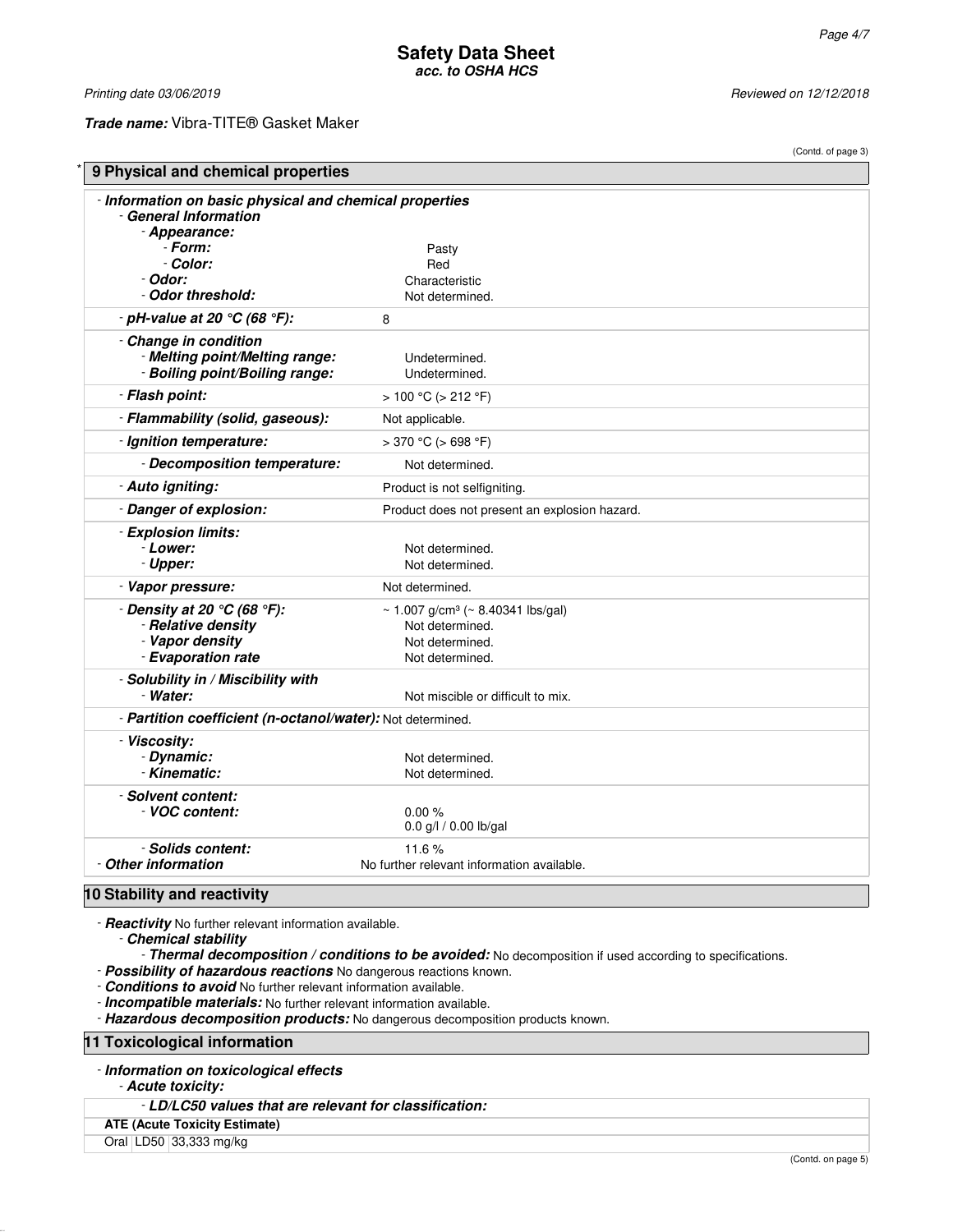**Trade name:** Vibra-TITE® Gasket Maker

(Contd. of page 3)

## 9 Physical and chemical properties

- **Information on basic physical and chemical properties**
  - **General Information**
    - **Appearance:**
      - **Form:** Pasty
      - **Color:** Red
    - **Odor:** Characteristic
    - **Odor threshold:** Not determined.
  - **pH-value at 20 °C (68 °F):** 8
  - **Change in condition**
    - **Melting point/Melting range:** Undetermined.
    - **Boiling point/Boiling range:** Undetermined.
  - **Flash point:** > 100 °C (> 212 °F)
  - **Flammability (solid, gaseous):** Not applicable.
  - **Ignition temperature:** > 370 °C (> 698 °F)
    - **Decomposition temperature:** Not determined.
  - **Auto igniting:** Product is not selfigniting.
  - **Danger of explosion:** Product does not present an explosion hazard.
  - **Explosion limits:**
    - **Lower:** Not determined.
    - **Upper:** Not determined.
  - **Vapor pressure:** Not determined.
  - **Density at 20 °C (68 °F):** ~ 1.007 g/cm³ (~ 8.40341 lbs/gal)
    - **Relative density** Not determined.
    - **Vapor density** Not determined.
    - **Evaporation rate** Not determined.
  - **Solubility in / Miscibility with**
    - **Water:** Not miscible or difficult to mix.
  - **Partition coefficient (n-octanol/water):** Not determined.
  - **Viscosity:**
    - **Dynamic:** Not determined.
    - **Kinematic:** Not determined.
  - **Solvent content:**
    - **VOC content:** 0.00 %
      0.0 g/l / 0.00 lb/gal
    - **Solids content:** 11.6 %
- **Other information** No further relevant information available.

## 10 Stability and reactivity

- **Reactivity** No further relevant information available.
  - **Chemical stability**
    - **Thermal decomposition / conditions to be avoided:** No decomposition if used according to specifications.
- **Possibility of hazardous reactions** No dangerous reactions known.
- **Conditions to avoid** No further relevant information available.
- **Incompatible materials:** No further relevant information available.
- **Hazardous decomposition products:** No dangerous decomposition products known.

## 11 Toxicological information

- **Information on toxicological effects**
  - **Acute toxicity:**

| - LD/LC50 values that are relevant for classification: | | |
|---|---|---|
| **ATE (Acute Toxicity Estimate)** | | |
| Oral | LD50 | 33,333 mg/kg |

(Contd. on page 5)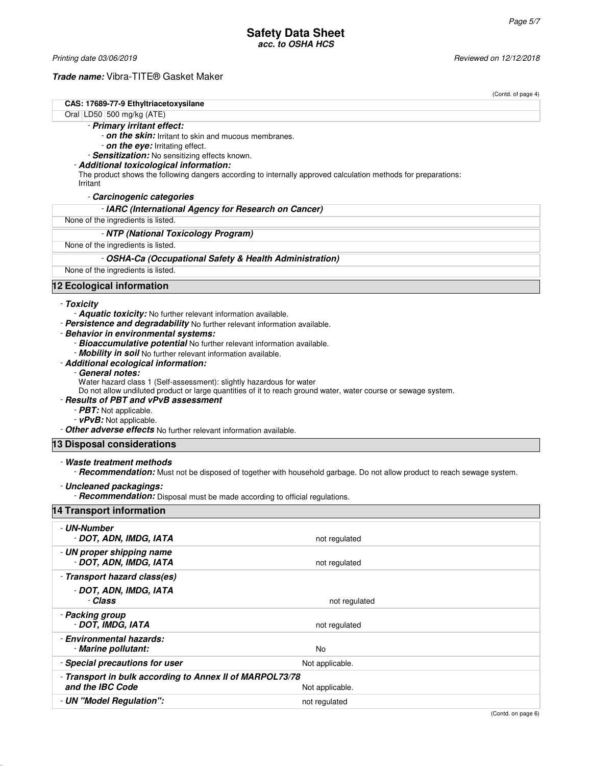*Printing date 03/06/2019* *Reviewed on 12/12/2018*

***Trade name:*** Vibra-TITE® Gasket Maker

(Contd. of page 4)

| CAS: 17689-77-9 Ethyltriacetoxysilane | | |
|---|---|---|
| Oral | LD50 | 500 mg/kg (ATE) |

- ***Primary irritant effect:***
  - ***on the skin:*** Irritant to skin and mucous membranes.
  - ***on the eye:*** Irritating effect.
- ***Sensitization:*** No sensitizing effects known.
- ***Additional toxicological information:***

  The product shows the following dangers according to internally approved calculation methods for preparations:
  Irritant
- ***Carcinogenic categories***

| - IARC (International Agency for Research on Cancer) |
|---|
| None of the ingredients is listed. |

| - NTP (National Toxicology Program) |
|---|
| None of the ingredients is listed. |

| - OSHA-Ca (Occupational Safety & Health Administration) |
|---|
| None of the ingredients is listed. |

## 12 Ecological information

- ***Toxicity***
  - ***Aquatic toxicity:*** No further relevant information available.
- ***Persistence and degradability*** No further relevant information available.
- ***Behavior in environmental systems:***
  - ***Bioaccumulative potential*** No further relevant information available.
  - ***Mobility in soil*** No further relevant information available.
- ***Additional ecological information:***
  - ***General notes:***

    Water hazard class 1 (Self-assessment): slightly hazardous for water
    Do not allow undiluted product or large quantities of it to reach ground water, water course or sewage system.
- ***Results of PBT and vPvB assessment***
  - ***PBT:*** Not applicable.
  - ***vPvB:*** Not applicable.
- ***Other adverse effects*** No further relevant information available.

## 13 Disposal considerations

- ***Waste treatment methods***
  - ***Recommendation:*** Must not be disposed of together with household garbage. Do not allow product to reach sewage system.
- ***Uncleaned packagings:***
  - ***Recommendation:*** Disposal must be made according to official regulations.

## 14 Transport information

| | |
|---|---|
| - ***UN-Number***<br>- ***DOT, ADN, IMDG, IATA*** | not regulated |
| - ***UN proper shipping name***<br>- ***DOT, ADN, IMDG, IATA*** | not regulated |
| - ***Transport hazard class(es)***<br>- ***DOT, ADN, IMDG, IATA***<br>- ***Class*** | not regulated |
| - ***Packing group***<br>- ***DOT, IMDG, IATA*** | not regulated |
| - ***Environmental hazards:***<br>- ***Marine pollutant:*** | No |
| - ***Special precautions for user*** | Not applicable. |
| - ***Transport in bulk according to Annex II of MARPOL73/78 and the IBC Code*** | Not applicable. |
| - ***UN "Model Regulation":*** | not regulated |

(Contd. on page 6)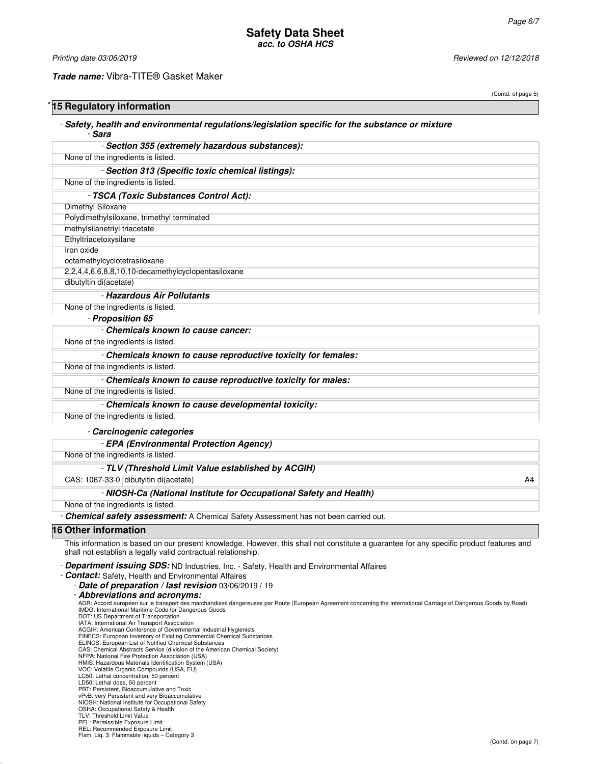Trade name: Vibra-TITE® Gasket Maker

(Contd. of page 5)

## * 15 Regulatory information

- ***Safety, health and environmental regulations/legislation specific for the substance or mixture***
  - ***Sara***

- ***Section 355 (extremely hazardous substances):***

None of the ingredients is listed.

- ***Section 313 (Specific toxic chemical listings):***

None of the ingredients is listed.

- ***TSCA (Toxic Substances Control Act):***

Dimethyl Siloxane
Polydimethylsiloxane, trimethyl terminated
methylsilanetriyl triacetate
Ethyltriacetoxysilane
Iron oxide
octamethylcyclotetrasiloxane
2,2,4,4,6,6,8,8,10,10-decamethylcyclopentasiloxane
dibutyltin di(acetate)

- ***Hazardous Air Pollutants***

None of the ingredients is listed.

- ***Proposition 65***

- ***Chemicals known to cause cancer:***

None of the ingredients is listed.

- ***Chemicals known to cause reproductive toxicity for females:***

None of the ingredients is listed.

- ***Chemicals known to cause reproductive toxicity for males:***

None of the ingredients is listed.

- ***Chemicals known to cause developmental toxicity:***

None of the ingredients is listed.

- ***Carcinogenic categories***

- ***EPA (Environmental Protection Agency)***

None of the ingredients is listed.

- ***TLV (Threshold Limit Value established by ACGIH)***

| CAS: 1067-33-0 | dibutyltin di(acetate) | A4 |
|---|---|---|

- ***NIOSH-Ca (National Institute for Occupational Safety and Health)***

None of the ingredients is listed.

- ***Chemical safety assessment:*** A Chemical Safety Assessment has not been carried out.

## 16 Other information

This information is based on our present knowledge. However, this shall not constitute a guarantee for any specific product features and shall not establish a legally valid contractual relationship.

- ***Department issuing SDS:*** ND Industries, Inc. - Safety, Health and Environmental Affaires
- ***Contact:*** Safety, Health and Environmental Affaires
- ***Date of preparation / last revision*** 03/06/2019 / 19
- ***Abbreviations and acronyms:***

ADR: Accord européen sur le transport des marchandises dangereuses par Route (European Agreement concerning the International Carriage of Dangerous Goods by Road)
IMDG: International Maritime Code for Dangerous Goods
DOT: US Department of Transportation
IATA: International Air Transport Association
ACGIH: American Conference of Governmental Industrial Hygienists
EINECS: European Inventory of Existing Commercial Chemical Substances
ELINCS: European List of Notified Chemical Substances
CAS: Chemical Abstracts Service (division of the American Chemical Society)
NFPA: National Fire Protection Association (USA)
HMIS: Hazardous Materials Identification System (USA)
VOC: Volatile Organic Compounds (USA, EU)
LC50: Lethal concentration, 50 percent
LD50: Lethal dose, 50 percent
PBT: Persistent, Bioaccumulative and Toxic
vPvB: very Persistent and very Bioaccumulative
NIOSH: National Institute for Occupational Safety
OSHA: Occupational Safety & Health
TLV: Threshold Limit Value
PEL: Permissible Exposure Limit
REL: Recommended Exposure Limit
Flam. Liq. 3: Flammable liquids – Category 3

(Contd. on page 7)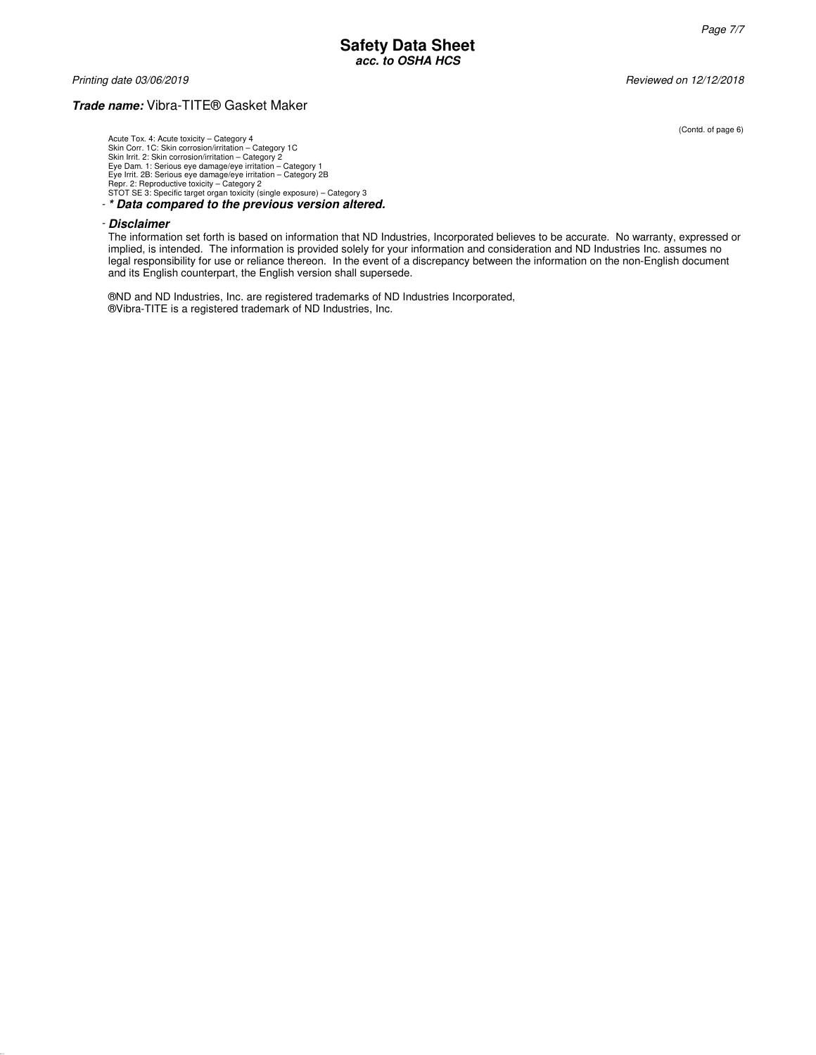**Trade name:** Vibra-TITE® Gasket Maker

(Contd. of page 6)

Acute Tox. 4: Acute toxicity – Category 4
Skin Corr. 1C: Skin corrosion/irritation – Category 1C
Skin Irrit. 2: Skin corrosion/irritation – Category 2
Eye Dam. 1: Serious eye damage/eye irritation – Category 1
Eye Irrit. 2B: Serious eye damage/eye irritation – Category 2B
Repr. 2: Reproductive toxicity – Category 2
STOT SE 3: Specific target organ toxicity (single exposure) – Category 3

- ***\* Data compared to the previous version altered.***

- ***Disclaimer***

The information set forth is based on information that ND Industries, Incorporated believes to be accurate. No warranty, expressed or implied, is intended. The information is provided solely for your information and consideration and ND Industries Inc. assumes no legal responsibility for use or reliance thereon. In the event of a discrepancy between the information on the non-English document and its English counterpart, the English version shall supersede.

®ND and ND Industries, Inc. are registered trademarks of ND Industries Incorporated,
®Vibra-TITE is a registered trademark of ND Industries, Inc.